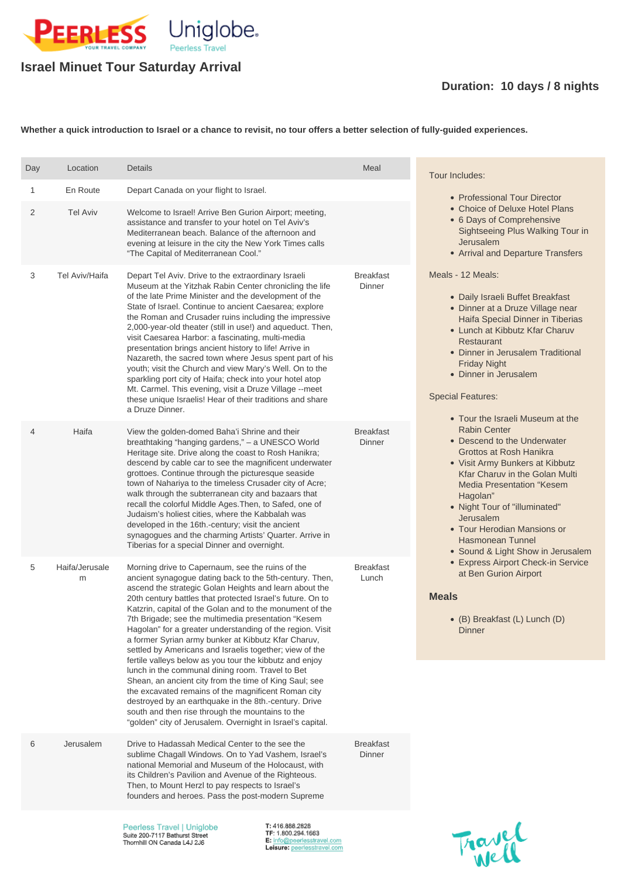# Israel Minuet Tour Saturday Arrival

**Duration: 10 days / 8 nights**

**Whether a quick introduction to Israel or a chance to revisit, no tour offers a better selection of fully-guided experiences.**

| Day | Location | Details | Meal |
|---|---|---|---|
| 1 | En Route | Depart Canada on your flight to Israel. | |
| 2 | Tel Aviv | Welcome to Israel! Arrive Ben Gurion Airport; meeting, assistance and transfer to your hotel on Tel Aviv's Mediterranean beach. Balance of the afternoon and evening at leisure in the city the New York Times calls "The Capital of Mediterranean Cool." | |
| 3 | Tel Aviv/Haifa | Depart Tel Aviv. Drive to the extraordinary Israeli Museum at the Yitzhak Rabin Center chronicling the life of the late Prime Minister and the development of the State of Israel. Continue to ancient Caesarea; explore the Roman and Crusader ruins including the impressive 2,000-year-old theater (still in use!) and aqueduct. Then, visit Caesarea Harbor: a fascinating, multi-media presentation brings ancient history to life! Arrive in Nazareth, the sacred town where Jesus spent part of his youth; visit the Church and view Mary's Well. On to the sparkling port city of Haifa; check into your hotel atop Mt. Carmel. This evening, visit a Druze Village --meet these unique Israelis! Hear of their traditions and share a Druze Dinner. | Breakfast Dinner |
| 4 | Haifa | View the golden-domed Baha'i Shrine and their breathtaking "hanging gardens," – a UNESCO World Heritage site. Drive along the coast to Rosh Hanikra; descend by cable car to see the magnificent underwater grottoes. Continue through the picturesque seaside town of Nahariya to the timeless Crusader city of Acre; walk through the subterranean city and bazaars that recall the colorful Middle Ages.Then, to Safed, one of Judaism's holiest cities, where the Kabbalah was developed in the 16th.-century; visit the ancient synagogues and the charming Artists' Quarter. Arrive in Tiberias for a special Dinner and overnight. | Breakfast Dinner |
| 5 | Haifa/Jerusalem | Morning drive to Capernaum, see the ruins of the ancient synagogue dating back to the 5th-century. Then, ascend the strategic Golan Heights and learn about the 20th century battles that protected Israel's future. On to Katzrin, capital of the Golan and to the monument of the 7th Brigade; see the multimedia presentation "Kesem Hagolan" for a greater understanding of the region. Visit a former Syrian army bunker at Kibbutz Kfar Charuv, settled by Americans and Israelis together; view of the fertile valleys below as you tour the kibbutz and enjoy lunch in the communal dining room. Travel to Bet Shean, an ancient city from the time of King Saul; see the excavated remains of the magnificent Roman city destroyed by an earthquake in the 8th.-century. Drive south and then rise through the mountains to the "golden" city of Jerusalem. Overnight in Israel's capital. | Breakfast Lunch |
| 6 | Jerusalem | Drive to Hadassah Medical Center to the see the sublime Chagall Windows. On to Yad Vashem, Israel's national Memorial and Museum of the Holocaust, with its Children's Pavilion and Avenue of the Righteous. Then, to Mount Herzl to pay respects to Israel's founders and heroes. Pass the post-modern Supreme | Breakfast Dinner |

Tour Includes:

- Professional Tour Director
- Choice of Deluxe Hotel Plans
- 6 Days of Comprehensive Sightseeing Plus Walking Tour in Jerusalem
- Arrival and Departure Transfers

Meals - 12 Meals:

- Daily Israeli Buffet Breakfast
- Dinner at a Druze Village near Haifa Special Dinner in Tiberias
- Lunch at Kibbutz Kfar Charuv Restaurant
- Dinner in Jerusalem Traditional Friday Night
- Dinner in Jerusalem

Special Features:

- Tour the Israeli Museum at the Rabin Center
- Descend to the Underwater Grottos at Rosh Hanikra
- Visit Army Bunkers at Kibbutz Kfar Charuv in the Golan Multi Media Presentation "Kesem Hagolan"
- Night Tour of "illuminated" Jerusalem
- Tour Herodian Mansions or Hasmonean Tunnel
- Sound & Light Show in Jerusalem
- Express Airport Check-in Service at Ben Gurion Airport

### Meals

- (B) Breakfast (L) Lunch (D) Dinner

Peerless Travel | Uniglobe
Suite 200-7117 Bathurst Street
Thornhill ON Canada L4J 2J6

T: 416.886.2828
TF: 1.800.294.1663
E: info@peerlesstravel.com
Leisure: peerlesstravel.com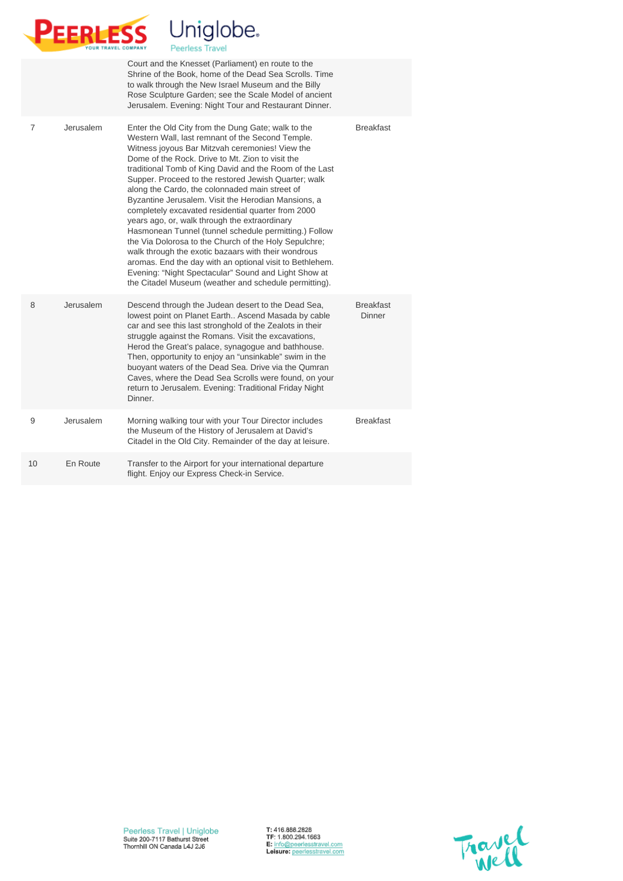| | | | |
|---|---|---|---|
| | | Court and the Knesset (Parliament) en route to the Shrine of the Book, home of the Dead Sea Scrolls. Time to walk through the New Israel Museum and the Billy Rose Sculpture Garden; see the Scale Model of ancient Jerusalem. Evening: Night Tour and Restaurant Dinner. | |
| 7 | Jerusalem | Enter the Old City from the Dung Gate; walk to the Western Wall, last remnant of the Second Temple. Witness joyous Bar Mitzvah ceremonies! View the Dome of the Rock. Drive to Mt. Zion to visit the traditional Tomb of King David and the Room of the Last Supper. Proceed to the restored Jewish Quarter; walk along the Cardo, the colonnaded main street of Byzantine Jerusalem. Visit the Herodian Mansions, a completely excavated residential quarter from 2000 years ago, or, walk through the extraordinary Hasmonean Tunnel (tunnel schedule permitting.) Follow the Via Dolorosa to the Church of the Holy Sepulchre; walk through the exotic bazaars with their wondrous aromas. End the day with an optional visit to Bethlehem. Evening: "Night Spectacular" Sound and Light Show at the Citadel Museum (weather and schedule permitting). | Breakfast |
| 8 | Jerusalem | Descend through the Judean desert to the Dead Sea, lowest point on Planet Earth.. Ascend Masada by cable car and see this last stronghold of the Zealots in their struggle against the Romans. Visit the excavations, Herod the Great's palace, synagogue and bathhouse. Then, opportunity to enjoy an "unsinkable" swim in the buoyant waters of the Dead Sea. Drive via the Qumran Caves, where the Dead Sea Scrolls were found, on your return to Jerusalem. Evening: Traditional Friday Night Dinner. | Breakfast Dinner |
| 9 | Jerusalem | Morning walking tour with your Tour Director includes the Museum of the History of Jerusalem at David's Citadel in the Old City. Remainder of the day at leisure. | Breakfast |
| 10 | En Route | Transfer to the Airport for your international departure flight. Enjoy our Express Check-in Service. | |

Peerless Travel | Uniglobe
Suite 200-7117 Bathurst Street
Thornhill ON Canada L4J 2J6

T: 416.886.2828
TF: 1.800.294.1663
E: info@peerlesstravel.com
Leisure: peerlesstravel.com